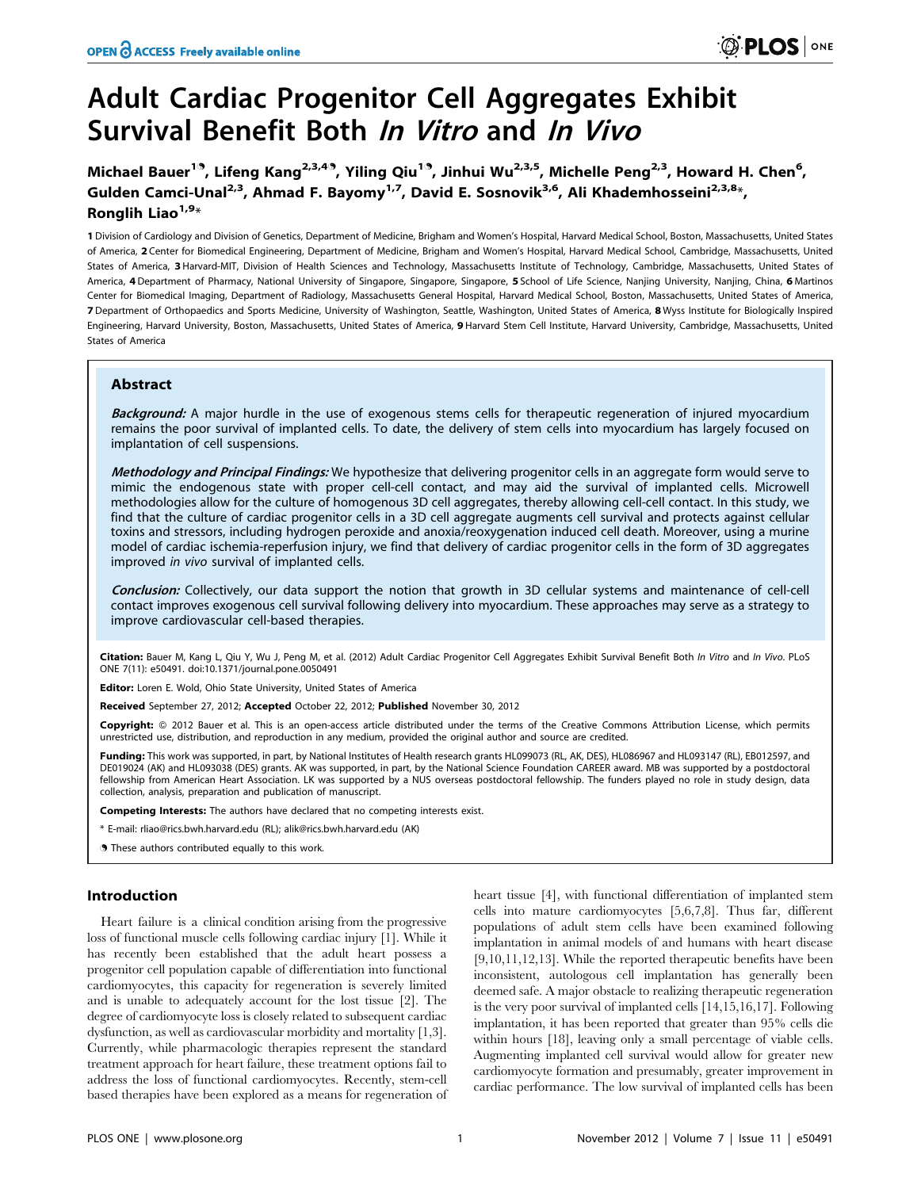# Adult Cardiac Progenitor Cell Aggregates Exhibit Survival Benefit Both *In Vitro* and *In Vivo*

Michael Bauer[1¶], Lifeng Kang[2,3,4¶], Yiling Qiu[1¶], Jinhui Wu[2,3,5], Michelle Peng[2,3], Howard H. Chen[6], Gulden Camci-Unal[2,3], Ahmad F. Bayomy[1,7], David E. Sosnovik[3,6], Ali Khademhosseini[2,3,8]*, Ronglih Liao[1,9]*

1 Division of Cardiology and Division of Genetics, Department of Medicine, Brigham and Women's Hospital, Harvard Medical School, Boston, Massachusetts, United States of America, 2 Center for Biomedical Engineering, Department of Medicine, Brigham and Women's Hospital, Harvard Medical School, Cambridge, Massachusetts, United States of America, 3 Harvard-MIT, Division of Health Sciences and Technology, Massachusetts Institute of Technology, Cambridge, Massachusetts, United States of America, 4 Department of Pharmacy, National University of Singapore, Singapore, Singapore, 5 School of Life Science, Nanjing University, Nanjing, China, 6 Martinos Center for Biomedical Imaging, Department of Radiology, Massachusetts General Hospital, Harvard Medical School, Boston, Massachusetts, United States of America, 7 Department of Orthopaedics and Sports Medicine, University of Washington, Seattle, Washington, United States of America, 8 Wyss Institute for Biologically Inspired Engineering, Harvard University, Boston, Massachusetts, United States of America, 9 Harvard Stem Cell Institute, Harvard University, Cambridge, Massachusetts, United States of America

## Abstract

***Background:*** A major hurdle in the use of exogenous stems cells for therapeutic regeneration of injured myocardium remains the poor survival of implanted cells. To date, the delivery of stem cells into myocardium has largely focused on implantation of cell suspensions.

***Methodology and Principal Findings:*** We hypothesize that delivering progenitor cells in an aggregate form would serve to mimic the endogenous state with proper cell-cell contact, and may aid the survival of implanted cells. Microwell methodologies allow for the culture of homogenous 3D cell aggregates, thereby allowing cell-cell contact. In this study, we find that the culture of cardiac progenitor cells in a 3D cell aggregate augments cell survival and protects against cellular toxins and stressors, including hydrogen peroxide and anoxia/reoxygenation induced cell death. Moreover, using a murine model of cardiac ischemia-reperfusion injury, we find that delivery of cardiac progenitor cells in the form of 3D aggregates improved *in vivo* survival of implanted cells.

***Conclusion:*** Collectively, our data support the notion that growth in 3D cellular systems and maintenance of cell-cell contact improves exogenous cell survival following delivery into myocardium. These approaches may serve as a strategy to improve cardiovascular cell-based therapies.

**Citation:** Bauer M, Kang L, Qiu Y, Wu J, Peng M, et al. (2012) Adult Cardiac Progenitor Cell Aggregates Exhibit Survival Benefit Both *In Vitro* and *In Vivo*. PLoS ONE 7(11): e50491. doi:10.1371/journal.pone.0050491

**Editor:** Loren E. Wold, Ohio State University, United States of America

**Received** September 27, 2012; **Accepted** October 22, 2012; **Published** November 30, 2012

**Copyright:** © 2012 Bauer et al. This is an open-access article distributed under the terms of the Creative Commons Attribution License, which permits unrestricted use, distribution, and reproduction in any medium, provided the original author and source are credited.

**Funding:** This work was supported, in part, by National Institutes of Health research grants HL099073 (RL, AK, DES), HL086967 and HL093147 (RL), EB012597, and DE019024 (AK) and HL093038 (DES) grants. AK was supported, in part, by the National Science Foundation CAREER award. MB was supported by a postdoctoral fellowship from American Heart Association. LK was supported by a NUS overseas postdoctoral fellowship. The funders played no role in study design, data collection, analysis, preparation and publication of manuscript.

**Competing Interests:** The authors have declared that no competing interests exist.

* E-mail: rliao@rics.bwh.harvard.edu (RL); alik@rics.bwh.harvard.edu (AK)

¶ These authors contributed equally to this work.

## Introduction

Heart failure is a clinical condition arising from the progressive loss of functional muscle cells following cardiac injury [1]. While it has recently been established that the adult heart possess a progenitor cell population capable of differentiation into functional cardiomyocytes, this capacity for regeneration is severely limited and is unable to adequately account for the lost tissue [2]. The degree of cardiomyocyte loss is closely related to subsequent cardiac dysfunction, as well as cardiovascular morbidity and mortality [1,3]. Currently, while pharmacologic therapies represent the standard treatment approach for heart failure, these treatment options fail to address the loss of functional cardiomyocytes. Recently, stem-cell based therapies have been explored as a means for regeneration of heart tissue [4], with functional differentiation of implanted stem cells into mature cardiomyocytes [5,6,7,8]. Thus far, different populations of adult stem cells have been examined following implantation in animal models of and humans with heart disease [9,10,11,12,13]. While the reported therapeutic benefits have been inconsistent, autologous cell implantation has generally been deemed safe. A major obstacle to realizing therapeutic regeneration is the very poor survival of implanted cells [14,15,16,17]. Following implantation, it has been reported that greater than 95% cells die within hours [18], leaving only a small percentage of viable cells. Augmenting implanted cell survival would allow for greater new cardiomyocyte formation and presumably, greater improvement in cardiac performance. The low survival of implanted cells has been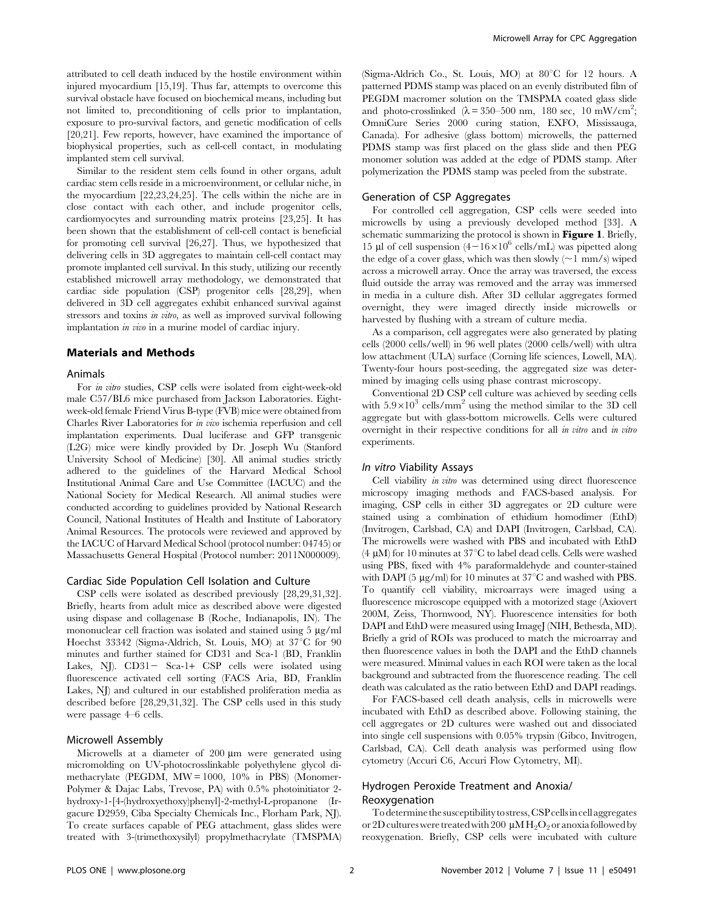attributed to cell death induced by the hostile environment within injured myocardium [15,19]. Thus far, attempts to overcome this survival obstacle have focused on biochemical means, including but not limited to, preconditioning of cells prior to implantation, exposure to pro-survival factors, and genetic modification of cells [20,21]. Few reports, however, have examined the importance of biophysical properties, such as cell-cell contact, in modulating implanted stem cell survival.

Similar to the resident stem cells found in other organs, adult cardiac stem cells reside in a microenvironment, or cellular niche, in the myocardium [22,23,24,25]. The cells within the niche are in close contact with each other, and include progenitor cells, cardiomyocytes and surrounding matrix proteins [23,25]. It has been shown that the establishment of cell-cell contact is beneficial for promoting cell survival [26,27]. Thus, we hypothesized that delivering cells in 3D aggregates to maintain cell-cell contact may promote implanted cell survival. In this study, utilizing our recently established microwell array methodology, we demonstrated that cardiac side population (CSP) progenitor cells [28,29], when delivered in 3D cell aggregates exhibit enhanced survival against stressors and toxins *in vitro*, as well as improved survival following implantation *in vivo* in a murine model of cardiac injury.

## Materials and Methods

### Animals

For *in vitro* studies, CSP cells were isolated from eight-week-old male C57/BL6 mice purchased from Jackson Laboratories. Eight-week-old female Friend Virus B-type (FVB) mice were obtained from Charles River Laboratories for *in vivo* ischemia reperfusion and cell implantation experiments. Dual luciferase and GFP transgenic (L2G) mice were kindly provided by Dr. Joseph Wu (Stanford University School of Medicine) [30]. All animal studies strictly adhered to the guidelines of the Harvard Medical School Institutional Animal Care and Use Committee (IACUC) and the National Society for Medical Research. All animal studies were conducted according to guidelines provided by National Research Council, National Institutes of Health and Institute of Laboratory Animal Resources. The protocols were reviewed and approved by the IACUC of Harvard Medical School (protocol number: 04745) or Massachusetts General Hospital (Protocol number: 2011N000009).

### Cardiac Side Population Cell Isolation and Culture

CSP cells were isolated as described previously [28,29,31,32]. Briefly, hearts from adult mice as described above were digested using dispase and collagenase B (Roche, Indianapolis, IN). The mononuclear cell fraction was isolated and stained using 5 μg/ml Hoechst 33342 (Sigma-Aldrich, St. Louis, MO) at 37°C for 90 minutes and further stained for CD31 and Sca-1 (BD, Franklin Lakes, NJ). CD31− Sca-1+ CSP cells were isolated using fluorescence activated cell sorting (FACS Aria, BD, Franklin Lakes, NJ) and cultured in our established proliferation media as described before [28,29,31,32]. The CSP cells used in this study were passage 4–6 cells.

### Microwell Assembly

Microwells at a diameter of 200 μm were generated using micromolding on UV-photocrosslinkable polyethylene glycol dimethacrylate (PEGDM, MW = 1000, 10% in PBS) (Monomer-Polymer & Dajac Labs, Trevose, PA) with 0.5% photoinitiator 2-hydroxy-1-[4-(hydroxyethoxy)phenyl]-2-methyl-L-propanone (Irgacure D2959, Ciba Specialty Chemicals Inc., Florham Park, NJ). To create surfaces capable of PEG attachment, glass slides were treated with 3-(trimethoxysilyl) propylmethacrylate (TMSPMA) (Sigma-Aldrich Co., St. Louis, MO) at 80°C for 12 hours. A patterned PDMS stamp was placed on an evenly distributed film of PEGDM macromer solution on the TMSPMA coated glass slide and photo-crosslinked ($\lambda = 350$–$500$ nm, 180 sec, 10 mW/cm$^2$; OmniCure Series 2000 curing station, EXFO, Mississauga, Canada). For adhesive (glass bottom) microwells, the patterned PDMS stamp was first placed on the glass slide and then PEG monomer solution was added at the edge of PDMS stamp. After polymerization the PDMS stamp was peeled from the substrate.

### Generation of CSP Aggregates

For controlled cell aggregation, CSP cells were seeded into microwells by using a previously developed method [33]. A schematic summarizing the protocol is shown in **Figure 1**. Briefly, 15 μl of cell suspension ($4-16\times10^6$ cells/mL) was pipetted along the edge of a cover glass, which was then slowly (~1 mm/s) wiped across a microwell array. Once the array was traversed, the excess fluid outside the array was removed and the array was immersed in media in a culture dish. After 3D cellular aggregates formed overnight, they were imaged directly inside microwells or harvested by flushing with a stream of culture media.

As a comparison, cell aggregates were also generated by plating cells (2000 cells/well) in 96 well plates (2000 cells/well) with ultra low attachment (ULA) surface (Corning life sciences, Lowell, MA). Twenty-four hours post-seeding, the aggregated size was determined by imaging cells using phase contrast microscopy.

Conventional 2D CSP cell culture was achieved by seeding cells with $5.9\times10^3$ cells/mm$^2$ using the method similar to the 3D cell aggregate but with glass-bottom microwells. Cells were cultured overnight in their respective conditions for all *in vitro* and *in vitro* experiments.

### *In vitro* Viability Assays

Cell viability *in vitro* was determined using direct fluorescence microscopy imaging methods and FACS-based analysis. For imaging, CSP cells in either 3D aggregates or 2D culture were stained using a combination of ethidium homodimer (EthD) (Invitrogen, Carlsbad, CA) and DAPI (Invitrogen, Carlsbad, CA). The microwells were washed with PBS and incubated with EthD (4 μM) for 10 minutes at 37°C to label dead cells. Cells were washed using PBS, fixed with 4% paraformaldehyde and counter-stained with DAPI (5 μg/ml) for 10 minutes at 37°C and washed with PBS. To quantify cell viability, microarrays were imaged using a fluorescence microscope equipped with a motorized stage (Axiovert 200M, Zeiss, Thornwood, NY). Fluorescence intensities for both DAPI and EthD were measured using ImageJ (NIH, Bethesda, MD). Briefly a grid of ROIs was produced to match the microarray and then fluorescence values in both the DAPI and the EthD channels were measured. Minimal values in each ROI were taken as the local background and subtracted from the fluorescence reading. The cell death was calculated as the ratio between EthD and DAPI readings.

For FACS-based cell death analysis, cells in microwells were incubated with EthD as described above. Following staining, the cell aggregates or 2D cultures were washed out and dissociated into single cell suspensions with 0.05% trypsin (Gibco, Invitrogen, Carlsbad, CA). Cell death analysis was performed using flow cytometry (Accuri C6, Accuri Flow Cytometry, MI).

### Hydrogen Peroxide Treatment and Anoxia/Reoxygenation

To determine the susceptibility to stress, CSP cells in cell aggregates or 2D cultures were treated with 200 μM $H_2O_2$ or anoxia followed by reoxygenation. Briefly, CSP cells were incubated with culture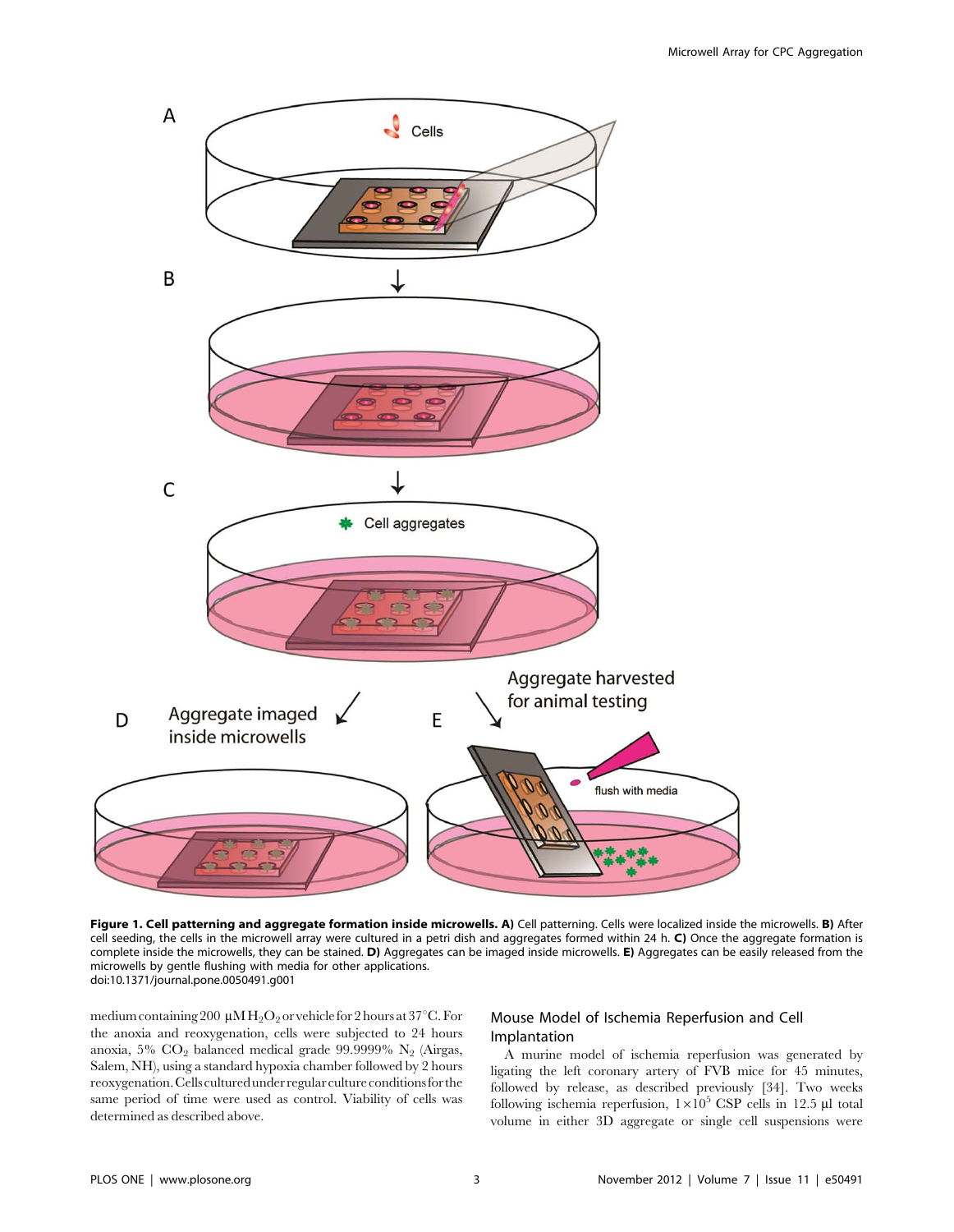**Figure 1. Cell patterning and aggregate formation inside microwells. A)** Cell patterning. Cells were localized inside the microwells. **B)** After cell seeding, the cells in the microwell array were cultured in a petri dish and aggregates formed within 24 h. **C)** Once the aggregate formation is complete inside the microwells, they can be stained. **D)** Aggregates can be imaged inside microwells. **E)** Aggregates can be easily released from the microwells by gentle flushing with media for other applications.
doi:10.1371/journal.pone.0050491.g001

medium containing 200 μM $H_2O_2$ or vehicle for 2 hours at 37°C. For the anoxia and reoxygenation, cells were subjected to 24 hours anoxia, 5% $CO_2$ balanced medical grade 99.9999% $N_2$ (Airgas, Salem, NH), using a standard hypoxia chamber followed by 2 hours reoxygenation. Cells cultured under regular culture conditions for the same period of time were used as control. Viability of cells was determined as described above.

### Mouse Model of Ischemia Reperfusion and Cell Implantation

A murine model of ischemia reperfusion was generated by ligating the left coronary artery of FVB mice for 45 minutes, followed by release, as described previously [34]. Two weeks following ischemia reperfusion, $1\times10^5$ CSP cells in 12.5 μl total volume in either 3D aggregate or single cell suspensions were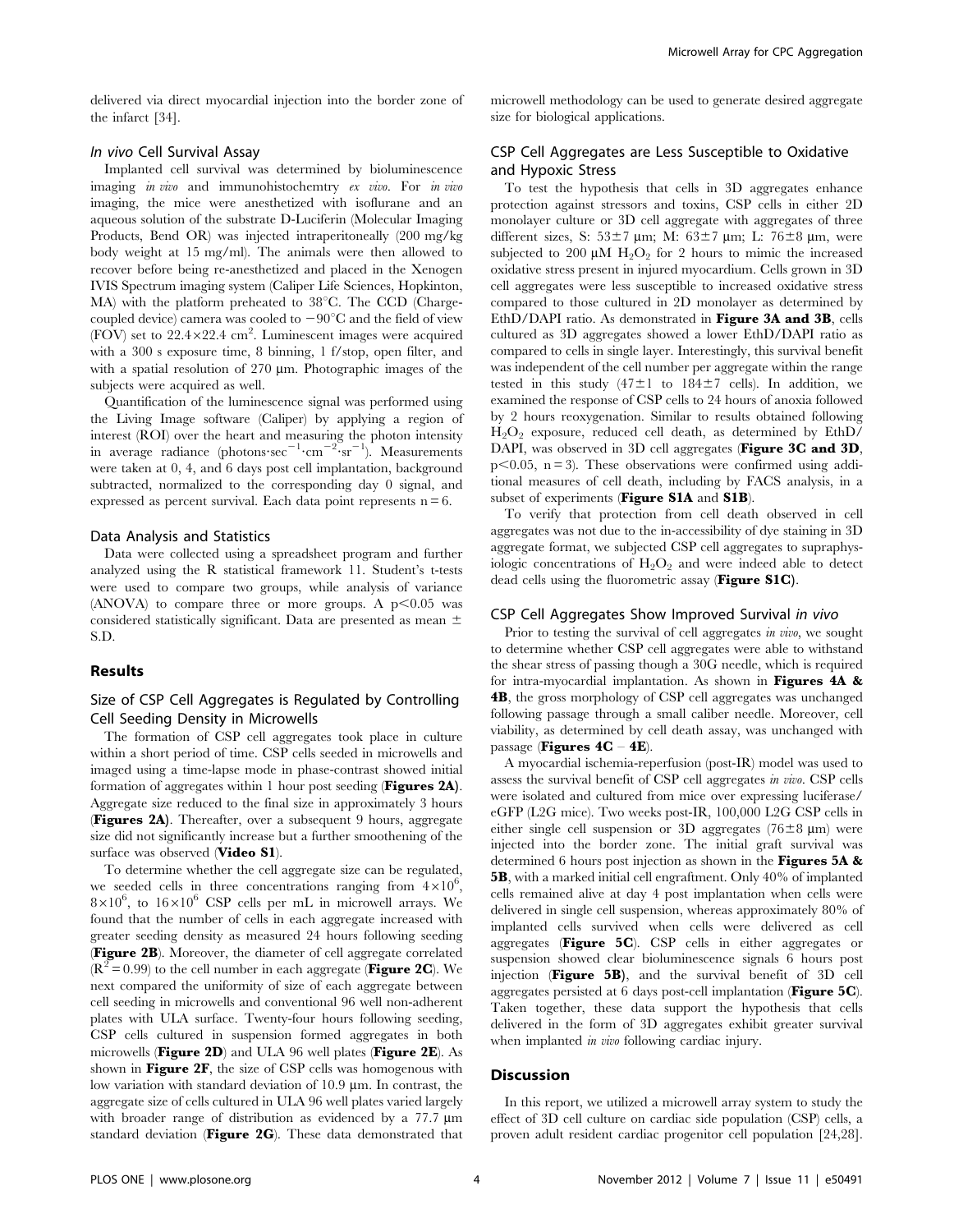delivered via direct myocardial injection into the border zone of the infarct [34].

### *In vivo* Cell Survival Assay

Implanted cell survival was determined by bioluminescence imaging *in vivo* and immunohistochemtry *ex vivo*. For *in vivo* imaging, the mice were anesthetized with isoflurane and an aqueous solution of the substrate D-Luciferin (Molecular Imaging Products, Bend OR) was injected intraperitoneally (200 mg/kg body weight at 15 mg/ml). The animals were then allowed to recover before being re-anesthetized and placed in the Xenogen IVIS Spectrum imaging system (Caliper Life Sciences, Hopkinton, MA) with the platform preheated to 38°C. The CCD (Charge-coupled device) camera was cooled to −90°C and the field of view (FOV) set to 22.4×22.4 $cm^2$. Luminescent images were acquired with a 300 s exposure time, 8 binning, 1 f/stop, open filter, and with a spatial resolution of 270 µm. Photographic images of the subjects were acquired as well.

Quantification of the luminescence signal was performed using the Living Image software (Caliper) by applying a region of interest (ROI) over the heart and measuring the photon intensity in average radiance (photons·$sec^{-1}$·$cm^{-2}$·$sr^{-1}$). Measurements were taken at 0, 4, and 6 days post cell implantation, background subtracted, normalized to the corresponding day 0 signal, and expressed as percent survival. Each data point represents n = 6.

### Data Analysis and Statistics

Data were collected using a spreadsheet program and further analyzed using the R statistical framework 11. Student's t-tests were used to compare two groups, while analysis of variance (ANOVA) to compare three or more groups. A $p<0.05$ was considered statistically significant. Data are presented as mean ± S.D.

## Results

### Size of CSP Cell Aggregates is Regulated by Controlling Cell Seeding Density in Microwells

The formation of CSP cell aggregates took place in culture within a short period of time. CSP cells seeded in microwells and imaged using a time-lapse mode in phase-contrast showed initial formation of aggregates within 1 hour post seeding (**Figures 2A**). Aggregate size reduced to the final size in approximately 3 hours (**Figures 2A**). Thereafter, over a subsequent 9 hours, aggregate size did not significantly increase but a further smoothening of the surface was observed (**Video S1**).

To determine whether the cell aggregate size can be regulated, we seeded cells in three concentrations ranging from $4\times10^6$, $8\times10^6$, to $16\times10^6$ CSP cells per mL in microwell arrays. We found that the number of cells in each aggregate increased with greater seeding density as measured 24 hours following seeding (**Figure 2B**). Moreover, the diameter of cell aggregate correlated ($R^2 = 0.99$) to the cell number in each aggregate (**Figure 2C**). We next compared the uniformity of size of each aggregate between cell seeding in microwells and conventional 96 well non-adherent plates with ULA surface. Twenty-four hours following seeding, CSP cells cultured in suspension formed aggregates in both microwells (**Figure 2D**) and ULA 96 well plates (**Figure 2E**). As shown in **Figure 2F**, the size of CSP cells was homogenous with low variation with standard deviation of 10.9 µm. In contrast, the aggregate size of cells cultured in ULA 96 well plates varied largely with broader range of distribution as evidenced by a 77.7 µm standard deviation (**Figure 2G**). These data demonstrated that microwell methodology can be used to generate desired aggregate size for biological applications.

### CSP Cell Aggregates are Less Susceptible to Oxidative and Hypoxic Stress

To test the hypothesis that cells in 3D aggregates enhance protection against stressors and toxins, CSP cells in either 2D monolayer culture or 3D cell aggregate with aggregates of three different sizes, S: 53±7 µm; M: 63±7 µm; L: 76±8 µm, were subjected to 200 µM $H_2O_2$ for 2 hours to mimic the increased oxidative stress present in injured myocardium. Cells grown in 3D cell aggregates were less susceptible to increased oxidative stress compared to those cultured in 2D monolayer as determined by EthD/DAPI ratio. As demonstrated in **Figure 3A and 3B**, cells cultured as 3D aggregates showed a lower EthD/DAPI ratio as compared to cells in single layer. Interestingly, this survival benefit was independent of the cell number per aggregate within the range tested in this study (47±1 to 184±7 cells). In addition, we examined the response of CSP cells to 24 hours of anoxia followed by 2 hours reoxygenation. Similar to results obtained following $H_2O_2$ exposure, reduced cell death, as determined by EthD/DAPI, was observed in 3D cell aggregates (**Figure 3C and 3D**, $p<0.05$, n = 3). These observations were confirmed using additional measures of cell death, including by FACS analysis, in a subset of experiments (**Figure S1A** and **S1B**).

To verify that protection from cell death observed in cell aggregates was not due to the in-accessibility of dye staining in 3D aggregate format, we subjected CSP cell aggregates to supraphysiologic concentrations of $H_2O_2$ and were indeed able to detect dead cells using the fluorometric assay (**Figure S1C**).

### CSP Cell Aggregates Show Improved Survival *in vivo*

Prior to testing the survival of cell aggregates *in vivo*, we sought to determine whether CSP cell aggregates were able to withstand the shear stress of passing though a 30G needle, which is required for intra-myocardial implantation. As shown in **Figures 4A & 4B**, the gross morphology of CSP cell aggregates was unchanged following passage through a small caliber needle. Moreover, cell viability, as determined by cell death assay, was unchanged with passage (**Figures 4C – 4E**).

A myocardial ischemia-reperfusion (post-IR) model was used to assess the survival benefit of CSP cell aggregates *in vivo*. CSP cells were isolated and cultured from mice over expressing luciferase/eGFP (L2G mice). Two weeks post-IR, 100,000 L2G CSP cells in either single cell suspension or 3D aggregates (76±8 µm) were injected into the border zone. The initial graft survival was determined 6 hours post injection as shown in the **Figures 5A & 5B**, with a marked initial cell engraftment. Only 40% of implanted cells remained alive at day 4 post implantation when cells were delivered in single cell suspension, whereas approximately 80% of implanted cells survived when cells were delivered as cell aggregates (**Figure 5C**). CSP cells in either aggregates or suspension showed clear bioluminescence signals 6 hours post injection (**Figure 5B)**, and the survival benefit of 3D cell aggregates persisted at 6 days post-cell implantation (**Figure 5C**). Taken together, these data support the hypothesis that cells delivered in the form of 3D aggregates exhibit greater survival when implanted *in vivo* following cardiac injury.

## Discussion

In this report, we utilized a microwell array system to study the effect of 3D cell culture on cardiac side population (CSP) cells, a proven adult resident cardiac progenitor cell population [24,28].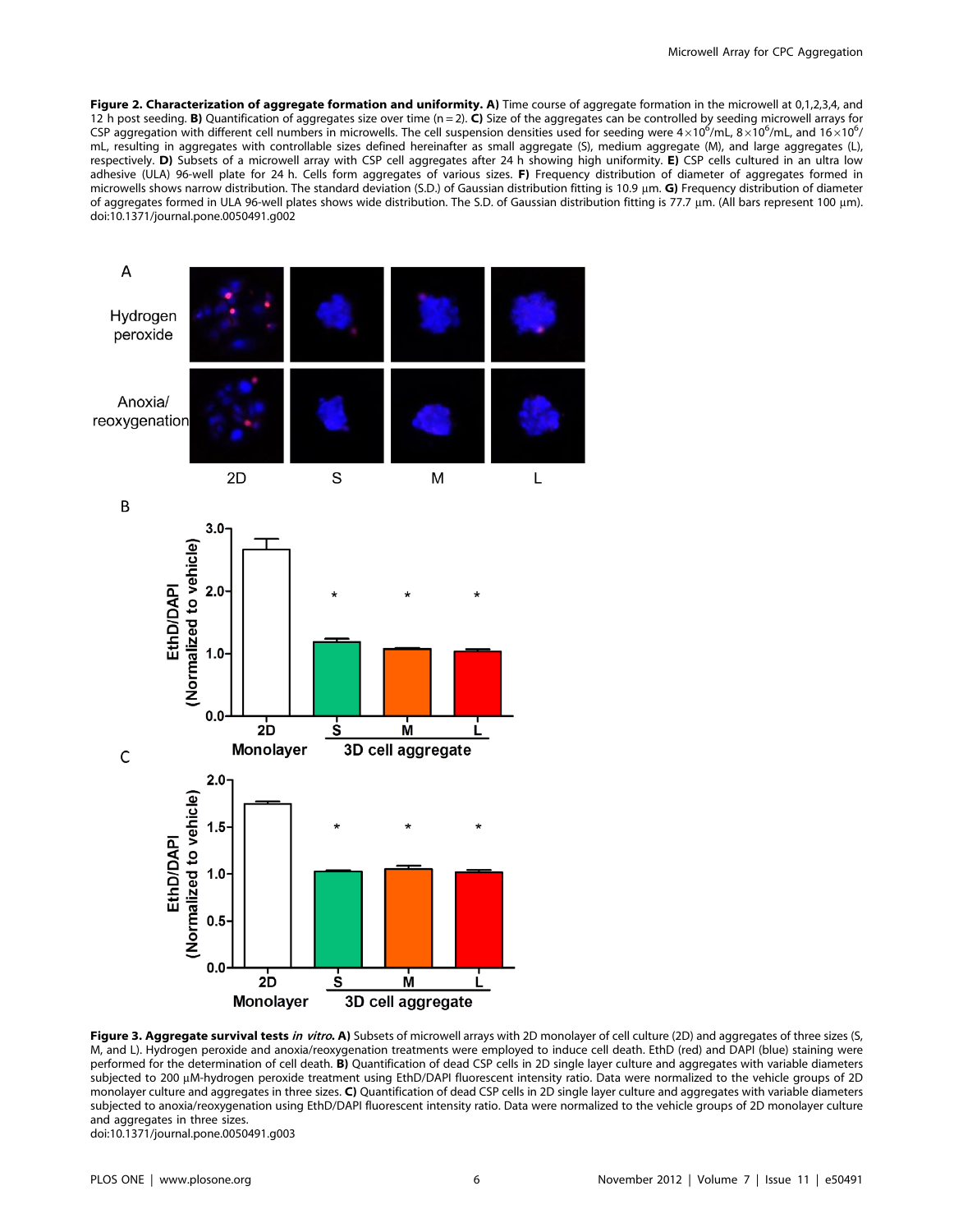**Figure 2. Characterization of aggregate formation and uniformity. A)** Time course of aggregate formation in the microwell at 0,1,2,3,4, and 12 h post seeding. **B)** Quantification of aggregates size over time (n = 2). **C)** Size of the aggregates can be controlled by seeding microwell arrays for CSP aggregation with different cell numbers in microwells. The cell suspension densities used for seeding were $4\times10^6$/mL, $8\times10^6$/mL, and $16\times10^6$/mL, resulting in aggregates with controllable sizes defined hereinafter as small aggregate (S), medium aggregate (M), and large aggregates (L), respectively. **D)** Subsets of a microwell array with CSP cell aggregates after 24 h showing high uniformity. **E)** CSP cells cultured in an ultra low adhesive (ULA) 96-well plate for 24 h. Cells form aggregates of various sizes. **F)** Frequency distribution of diameter of aggregates formed in microwells shows narrow distribution. The standard deviation (S.D.) of Gaussian distribution fitting is 10.9 µm. **G)** Frequency distribution of diameter of aggregates formed in ULA 96-well plates shows wide distribution. The S.D. of Gaussian distribution fitting is 77.7 µm. (All bars represent 100 µm).
doi:10.1371/journal.pone.0050491.g002

**Figure 3. Aggregate survival tests *in vitro*. A)** Subsets of microwell arrays with 2D monolayer of cell culture (2D) and aggregates of three sizes (S, M, and L). Hydrogen peroxide and anoxia/reoxygenation treatments were employed to induce cell death. EthD (red) and DAPI (blue) staining were performed for the determination of cell death. **B)** Quantification of dead CSP cells in 2D single layer culture and aggregates with variable diameters subjected to 200 µM-hydrogen peroxide treatment using EthD/DAPI fluorescent intensity ratio. Data were normalized to the vehicle groups of 2D monolayer culture and aggregates in three sizes. **C)** Quantification of dead CSP cells in 2D single layer culture and aggregates with variable diameters subjected to anoxia/reoxygenation using EthD/DAPI fluorescent intensity ratio. Data were normalized to the vehicle groups of 2D monolayer culture and aggregates in three sizes.
doi:10.1371/journal.pone.0050491.g003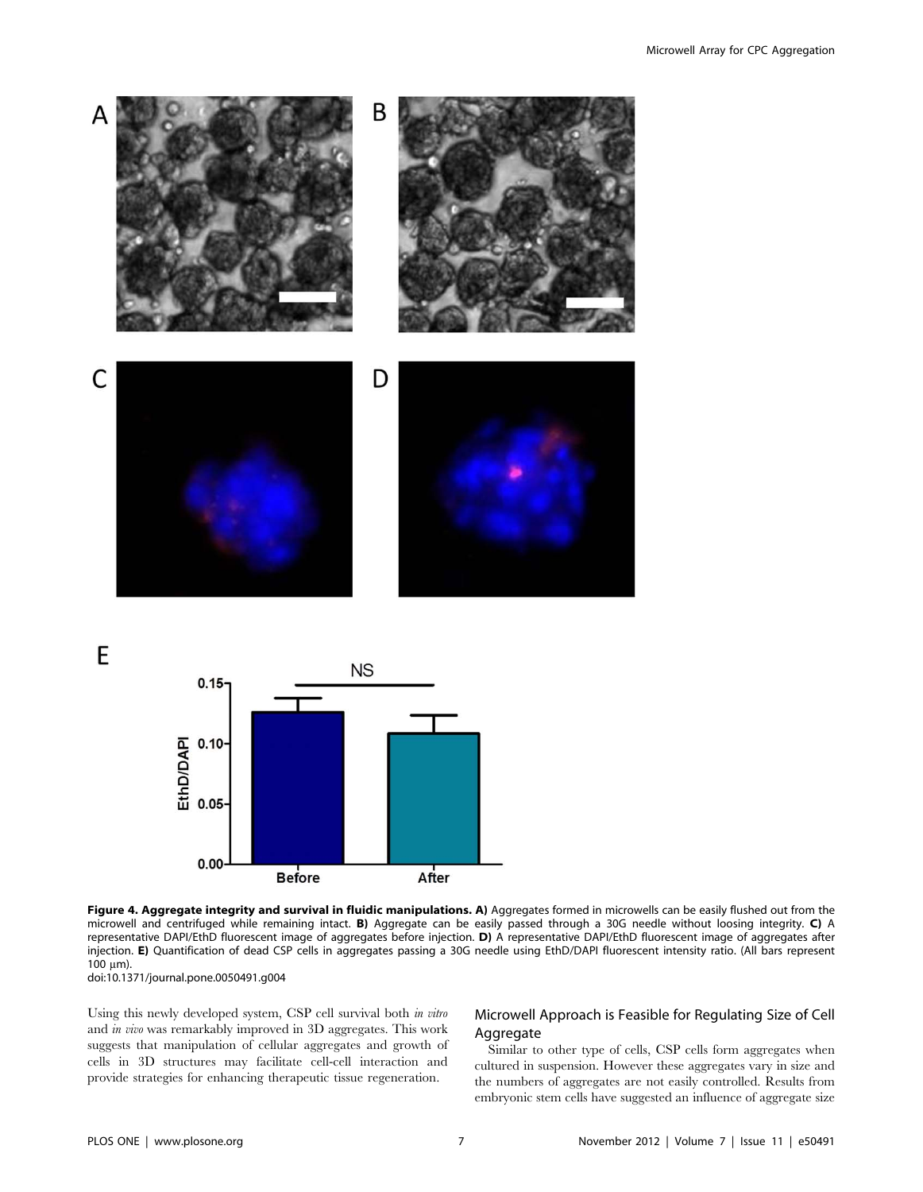**Figure 4. Aggregate integrity and survival in fluidic manipulations. A)** Aggregates formed in microwells can be easily flushed out from the microwell and centrifuged while remaining intact. **B)** Aggregate can be easily passed through a 30G needle without loosing integrity. **C)** A representative DAPI/EthD fluorescent image of aggregates before injection. **D)** A representative DAPI/EthD fluorescent image of aggregates after injection. **E)** Quantification of dead CSP cells in aggregates passing a 30G needle using EthD/DAPI fluorescent intensity ratio. (All bars represent 100 μm).
doi:10.1371/journal.pone.0050491.g004

Using this newly developed system, CSP cell survival both *in vitro* and *in vivo* was remarkably improved in 3D aggregates. This work suggests that manipulation of cellular aggregates and growth of cells in 3D structures may facilitate cell-cell interaction and provide strategies for enhancing therapeutic tissue regeneration.

## Microwell Approach is Feasible for Regulating Size of Cell Aggregate

Similar to other type of cells, CSP cells form aggregates when cultured in suspension. However these aggregates vary in size and the numbers of aggregates are not easily controlled. Results from embryonic stem cells have suggested an influence of aggregate size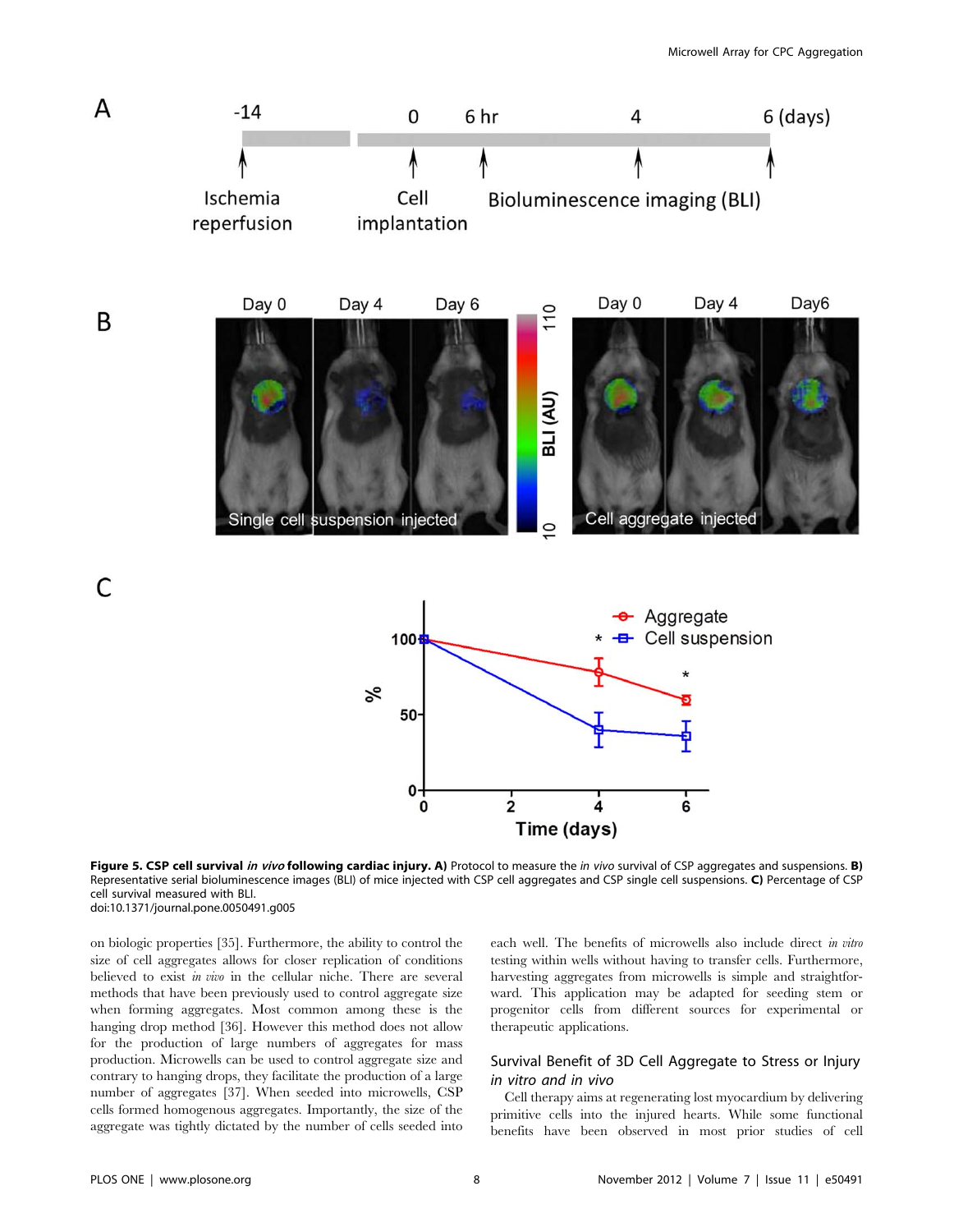**Figure 5. CSP cell survival *in vivo* following cardiac injury. A)** Protocol to measure the *in vivo* survival of CSP aggregates and suspensions. **B)** Representative serial bioluminescence images (BLI) of mice injected with CSP cell aggregates and CSP single cell suspensions. **C)** Percentage of CSP cell survival measured with BLI.
doi:10.1371/journal.pone.0050491.g005

on biologic properties [35]. Furthermore, the ability to control the size of cell aggregates allows for closer replication of conditions believed to exist *in vivo* in the cellular niche. There are several methods that have been previously used to control aggregate size when forming aggregates. Most common among these is the hanging drop method [36]. However this method does not allow for the production of large numbers of aggregates for mass production. Microwells can be used to control aggregate size and contrary to hanging drops, they facilitate the production of a large number of aggregates [37]. When seeded into microwells, CSP cells formed homogenous aggregates. Importantly, the size of the aggregate was tightly dictated by the number of cells seeded into each well. The benefits of microwells also include direct *in vitro* testing within wells without having to transfer cells. Furthermore, harvesting aggregates from microwells is simple and straightforward. This application may be adapted for seeding stem or progenitor cells from different sources for experimental or therapeutic applications.

## Survival Benefit of 3D Cell Aggregate to Stress or Injury *in vitro* and *in vivo*

Cell therapy aims at regenerating lost myocardium by delivering primitive cells into the injured hearts. While some functional benefits have been observed in most prior studies of cell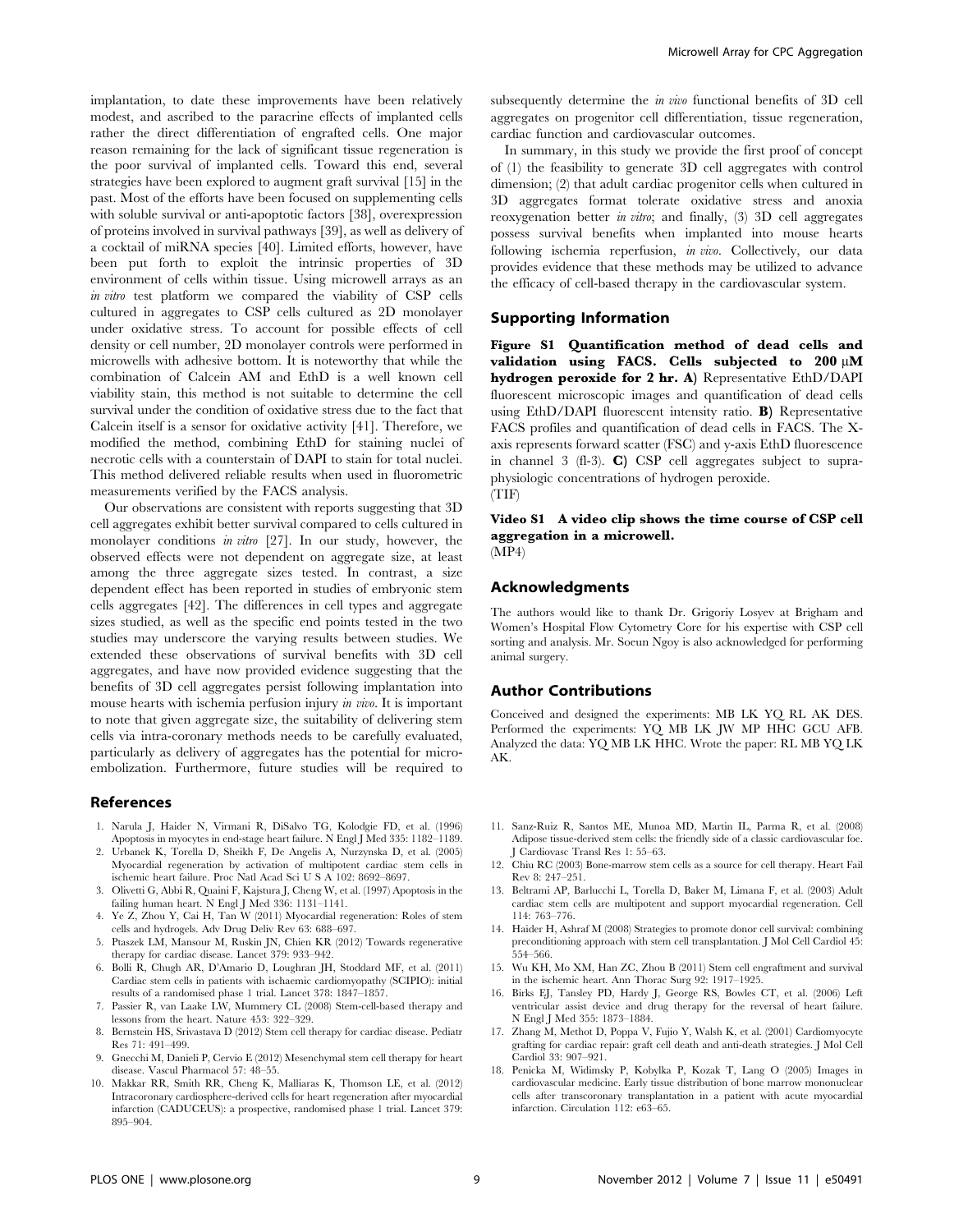implantation, to date these improvements have been relatively modest, and ascribed to the paracrine effects of implanted cells rather the direct differentiation of engrafted cells. One major reason remaining for the lack of significant tissue regeneration is the poor survival of implanted cells. Toward this end, several strategies have been explored to augment graft survival [15] in the past. Most of the efforts have been focused on supplementing cells with soluble survival or anti-apoptotic factors [38], overexpression of proteins involved in survival pathways [39], as well as delivery of a cocktail of miRNA species [40]. Limited efforts, however, have been put forth to exploit the intrinsic properties of 3D environment of cells within tissue. Using microwell arrays as an *in vitro* test platform we compared the viability of CSP cells cultured in aggregates to CSP cells cultured as 2D monolayer under oxidative stress. To account for possible effects of cell density or cell number, 2D monolayer controls were performed in microwells with adhesive bottom. It is noteworthy that while the combination of Calcein AM and EthD is a well known cell viability stain, this method is not suitable to determine the cell survival under the condition of oxidative stress due to the fact that Calcein itself is a sensor for oxidative activity [41]. Therefore, we modified the method, combining EthD for staining nuclei of necrotic cells with a counterstain of DAPI to stain for total nuclei. This method delivered reliable results when used in fluorometric measurements verified by the FACS analysis.

Our observations are consistent with reports suggesting that 3D cell aggregates exhibit better survival compared to cells cultured in monolayer conditions *in vitro* [27]. In our study, however, the observed effects were not dependent on aggregate size, at least among the three aggregate sizes tested. In contrast, a size dependent effect has been reported in studies of embryonic stem cells aggregates [42]. The differences in cell types and aggregate sizes studied, as well as the specific end points tested in the two studies may underscore the varying results between studies. We extended these observations of survival benefits with 3D cell aggregates, and have now provided evidence suggesting that the benefits of 3D cell aggregates persist following implantation into mouse hearts with ischemia perfusion injury *in vivo*. It is important to note that given aggregate size, the suitability of delivering stem cells via intra-coronary methods needs to be carefully evaluated, particularly as delivery of aggregates has the potential for micro-embolization. Furthermore, future studies will be required to subsequently determine the *in vivo* functional benefits of 3D cell aggregates on progenitor cell differentiation, tissue regeneration, cardiac function and cardiovascular outcomes.

In summary, in this study we provide the first proof of concept of (1) the feasibility to generate 3D cell aggregates with control dimension; (2) that adult cardiac progenitor cells when cultured in 3D aggregates format tolerate oxidative stress and anoxia reoxygenation better *in vitro*; and finally, (3) 3D cell aggregates possess survival benefits when implanted into mouse hearts following ischemia reperfusion, *in vivo*. Collectively, our data provides evidence that these methods may be utilized to advance the efficacy of cell-based therapy in the cardiovascular system.

## Supporting Information

**Figure S1 Quantification method of dead cells and validation using FACS. Cells subjected to 200 μM hydrogen peroxide for 2 hr. A)** Representative EthD/DAPI fluorescent microscopic images and quantification of dead cells using EthD/DAPI fluorescent intensity ratio. **B)** Representative FACS profiles and quantification of dead cells in FACS. The X-axis represents forward scatter (FSC) and y-axis EthD fluorescence in channel 3 (fl-3). **C)** CSP cell aggregates subject to supra-physiologic concentrations of hydrogen peroxide.
(TIF)

**Video S1 A video clip shows the time course of CSP cell aggregation in a microwell.**
(MP4)

## Acknowledgments

The authors would like to thank Dr. Grigoriy Losyev at Brigham and Women's Hospital Flow Cytometry Core for his expertise with CSP cell sorting and analysis. Mr. Soeun Ngoy is also acknowledged for performing animal surgery.

## Author Contributions

Conceived and designed the experiments: MB LK YQ RL AK DES. Performed the experiments: YQ MB LK JW MP HHC GCU AFB. Analyzed the data: YQ MB LK HHC. Wrote the paper: RL MB YQ LK AK.

## References

1. Narula J, Haider N, Virmani R, DiSalvo TG, Kolodgie FD, et al. (1996) Apoptosis in myocytes in end-stage heart failure. N Engl J Med 335: 1182–1189.
2. Urbanek K, Torella D, Sheikh F, De Angelis A, Nurzynska D, et al. (2005) Myocardial regeneration by activation of multipotent cardiac stem cells in ischemic heart failure. Proc Natl Acad Sci U S A 102: 8692–8697.
3. Olivetti G, Abbi R, Quaini F, Kajstura J, Cheng W, et al. (1997) Apoptosis in the failing human heart. N Engl J Med 336: 1131–1141.
4. Ye Z, Zhou Y, Cai H, Tan W (2011) Myocardial regeneration: Roles of stem cells and hydrogels. Adv Drug Deliv Rev 63: 688–697.
5. Ptaszek LM, Mansour M, Ruskin JN, Chien KR (2012) Towards regenerative therapy for cardiac disease. Lancet 379: 933–942.
6. Bolli R, Chugh AR, D'Amario D, Loughran JH, Stoddard MF, et al. (2011) Cardiac stem cells in patients with ischaemic cardiomyopathy (SCIPIO): initial results of a randomised phase 1 trial. Lancet 378: 1847–1857.
7. Passier R, van Laake LW, Mummery CL (2008) Stem-cell-based therapy and lessons from the heart. Nature 453: 322–329.
8. Bernstein HS, Srivastava D (2012) Stem cell therapy for cardiac disease. Pediatr Res 71: 491–499.
9. Gnecchi M, Danieli P, Cervio E (2012) Mesenchymal stem cell therapy for heart disease. Vascul Pharmacol 57: 48–55.
10. Makkar RR, Smith RR, Cheng K, Malliaras K, Thomson LE, et al. (2012) Intracoronary cardiosphere-derived cells for heart regeneration after myocardial infarction (CADUCEUS): a prospective, randomised phase 1 trial. Lancet 379: 895–904.
11. Sanz-Ruiz R, Santos ME, Munoa MD, Martin IL, Parma R, et al. (2008) Adipose tissue-derived stem cells: the friendly side of a classic cardiovascular foe. J Cardiovasc Transl Res 1: 55–63.
12. Chiu RC (2003) Bone-marrow stem cells as a source for cell therapy. Heart Fail Rev 8: 247–251.
13. Beltrami AP, Barlucchi L, Torella D, Baker M, Limana F, et al. (2003) Adult cardiac stem cells are multipotent and support myocardial regeneration. Cell 114: 763–776.
14. Haider H, Ashraf M (2008) Strategies to promote donor cell survival: combining preconditioning approach with stem cell transplantation. J Mol Cell Cardiol 45: 554–566.
15. Wu KH, Mo XM, Han ZC, Zhou B (2011) Stem cell engraftment and survival in the ischemic heart. Ann Thorac Surg 92: 1917–1925.
16. Birks EJ, Tansley PD, Hardy J, George RS, Bowles CT, et al. (2006) Left ventricular assist device and drug therapy for the reversal of heart failure. N Engl J Med 355: 1873–1884.
17. Zhang M, Methot D, Poppa V, Fujio Y, Walsh K, et al. (2001) Cardiomyocyte grafting for cardiac repair: graft cell death and anti-death strategies. J Mol Cell Cardiol 33: 907–921.
18. Penicka M, Widimsky P, Kobylka P, Kozak T, Lang O (2005) Images in cardiovascular medicine. Early tissue distribution of bone marrow mononuclear cells after transcoronary transplantation in a patient with acute myocardial infarction. Circulation 112: e63–65.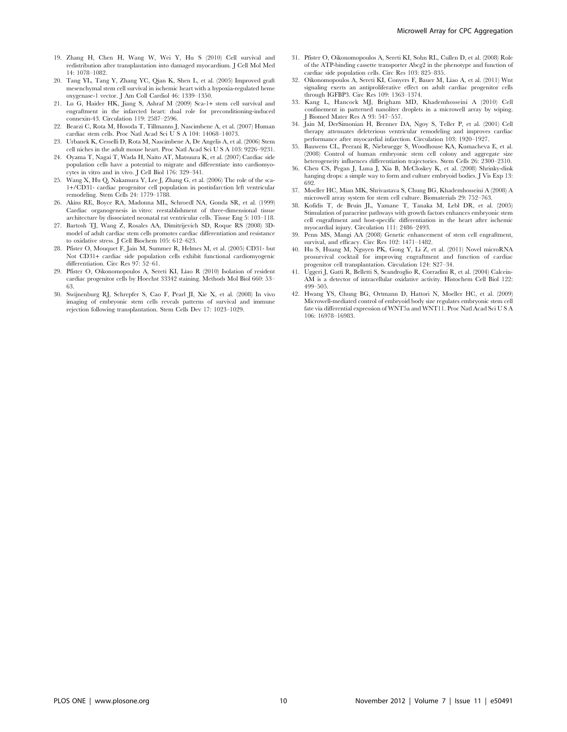19. Zhang H, Chen H, Wang W, Wei Y, Hu S (2010) Cell survival and redistribution after transplantation into damaged myocardium. J Cell Mol Med 14: 1078–1082.
20. Tang YL, Tang Y, Zhang YC, Qian K, Shen L, et al. (2005) Improved graft mesenchymal stem cell survival in ischemic heart with a hypoxia-regulated heme oxygenase-1 vector. J Am Coll Cardiol 46: 1339–1350.
21. Lu G, Haider HK, Jiang S, Ashraf M (2009) Sca-1+ stem cell survival and engraftment in the infarcted heart: dual role for preconditioning-induced connexin-43. Circulation 119: 2587–2596.
22. Bearzi C, Rota M, Hosoda T, Tillmanns J, Nascimbene A, et al. (2007) Human cardiac stem cells. Proc Natl Acad Sci U S A 104: 14068–14073.
23. Urbanek K, Cesselli D, Rota M, Nascimbene A, De Angelis A, et al. (2006) Stem cell niches in the adult mouse heart. Proc Natl Acad Sci U S A 103: 9226–9231.
24. Oyama T, Nagai T, Wada H, Naito AT, Matsuura K, et al. (2007) Cardiac side population cells have a potential to migrate and differentiate into cardiomyocytes in vitro and in vivo. J Cell Biol 176: 329–341.
25. Wang X, Hu Q, Nakamura Y, Lee J, Zhang G, et al. (2006) The role of the sca-1+/CD31- cardiac progenitor cell population in postinfarction left ventricular remodeling. Stem Cells 24: 1779–1788.
26. Akins RE, Boyce RA, Madonna ML, Schroedl NA, Gonda SR, et al. (1999) Cardiac organogenesis in vitro: reestablishment of three-dimensional tissue architecture by dissociated neonatal rat ventricular cells. Tissue Eng 5: 103–118.
27. Bartosh TJ, Wang Z, Rosales AA, Dimitrijevich SD, Roque RS (2008) 3D-model of adult cardiac stem cells promotes cardiac differentiation and resistance to oxidative stress. J Cell Biochem 105: 612–623.
28. Pfister O, Mouquet F, Jain M, Summer R, Helmes M, et al. (2005) CD31- but Not CD31+ cardiac side population cells exhibit functional cardiomyogenic differentiation. Circ Res 97: 52–61.
29. Pfister O, Oikonomopoulos A, Sereti KI, Liao R (2010) Isolation of resident cardiac progenitor cells by Hoechst 33342 staining. Methods Mol Biol 660: 53–63.
30. Swijnenburg RJ, Schrepfer S, Cao F, Pearl JI, Xie X, et al. (2008) In vivo imaging of embryonic stem cells reveals patterns of survival and immune rejection following transplantation. Stem Cells Dev 17: 1023–1029.
31. Pfister O, Oikonomopoulos A, Sereti KI, Sohn RL, Cullen D, et al. (2008) Role of the ATP-binding cassette transporter Abcg2 in the phenotype and function of cardiac side population cells. Circ Res 103: 825–835.
32. Oikonomopoulos A, Sereti KI, Conyers F, Bauer M, Liao A, et al. (2011) Wnt signaling exerts an antiproliferative effect on adult cardiac progenitor cells through IGFBP3. Circ Res 109: 1363–1374.
33. Kang L, Hancock MJ, Brigham MD, Khademhosseini A (2010) Cell confinement in patterned nanoliter droplets in a microwell array by wiping. J Biomed Mater Res A 93: 547–557.
34. Jain M, DerSimonian H, Brenner DA, Ngoy S, Teller P, et al. (2001) Cell therapy attenuates deleterious ventricular remodeling and improves cardiac performance after myocardial infarction. Circulation 103: 1920–1927.
35. Bauwens CL, Peerani R, Niebruegge S, Woodhouse KA, Kumacheva E, et al. (2008) Control of human embryonic stem cell colony and aggregate size heterogeneity influences differentiation trajectories. Stem Cells 26: 2300–2310.
36. Chen CS, Pegan J, Luna J, Xia B, McCloskey K, et al. (2008) Shrinky-dink hanging drops: a simple way to form and culture embryoid bodies. J Vis Exp 13: 692.
37. Moeller HC, Mian MK, Shrivastava S, Chung BG, Khademhosseini A (2008) A microwell array system for stem cell culture. Biomaterials 29: 752–763.
38. Kofidis T, de Bruin JL, Yamane T, Tanaka M, Lebl DR, et al. (2005) Stimulation of paracrine pathways with growth factors enhances embryonic stem cell engraftment and host-specific differentiation in the heart after ischemic myocardial injury. Circulation 111: 2486–2493.
39. Penn MS, Mangi AA (2008) Genetic enhancement of stem cell engraftment, survival, and efficacy. Circ Res 102: 1471–1482.
40. Hu S, Huang M, Nguyen PK, Gong Y, Li Z, et al. (2011) Novel microRNA prosurvival cocktail for improving engraftment and function of cardiac progenitor cell transplantation. Circulation 124: S27–34.
41. Uggeri J, Gatti R, Belletti S, Scandroglio R, Corradini R, et al. (2004) Calcein-AM is a detector of intracellular oxidative activity. Histochem Cell Biol 122: 499–505.
42. Hwang YS, Chung BG, Ortmann D, Hattori N, Moeller HC, et al. (2009) Microwell-mediated control of embryoid body size regulates embryonic stem cell fate via differential expression of WNT5a and WNT11. Proc Natl Acad Sci U S A 106: 16978–16983.